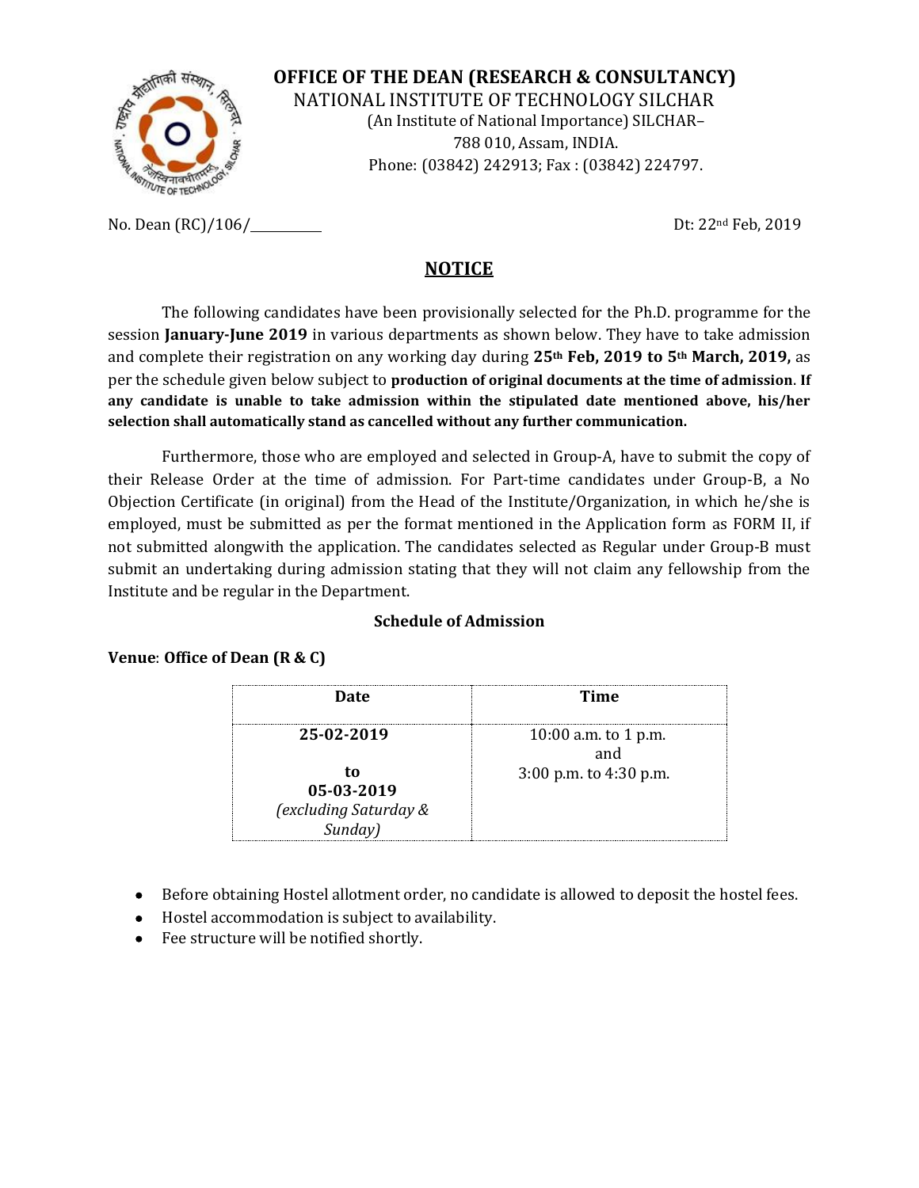# OFFICE OF THE DEAN (RESEARCH & CONSULTANCY)

NATIONAL INSTITUTE OF TECHNOLOGY SILCHAR
(An Institute of National Importance) SILCHAR–788 010, Assam, INDIA.
Phone: (03842) 242913; Fax : (03842) 224797.

No. Dean (RC)/106/__________ Dt: 22nd Feb, 2019

## NOTICE

The following candidates have been provisionally selected for the Ph.D. programme for the session **January-June 2019** in various departments as shown below. They have to take admission and complete their registration on any working day during **25th Feb, 2019 to 5th March, 2019,** as per the schedule given below subject to **production of original documents at the time of admission**. **If any candidate is unable to take admission within the stipulated date mentioned above, his/her selection shall automatically stand as cancelled without any further communication.**

Furthermore, those who are employed and selected in Group-A, have to submit the copy of their Release Order at the time of admission. For Part-time candidates under Group-B, a No Objection Certificate (in original) from the Head of the Institute/Organization, in which he/she is employed, must be submitted as per the format mentioned in the Application form as FORM II, if not submitted alongwith the application. The candidates selected as Regular under Group-B must submit an undertaking during admission stating that they will not claim any fellowship from the Institute and be regular in the Department.

### Schedule of Admission

**Venue**: **Office of Dean (R & C)**

| Date | Time |
|---|---|
| **25-02-2019** **to** **05-03-2019** *(excluding Saturday & Sunday)* | 10:00 a.m. to 1 p.m. and 3:00 p.m. to 4:30 p.m. |

- Before obtaining Hostel allotment order, no candidate is allowed to deposit the hostel fees.
- Hostel accommodation is subject to availability.
- Fee structure will be notified shortly.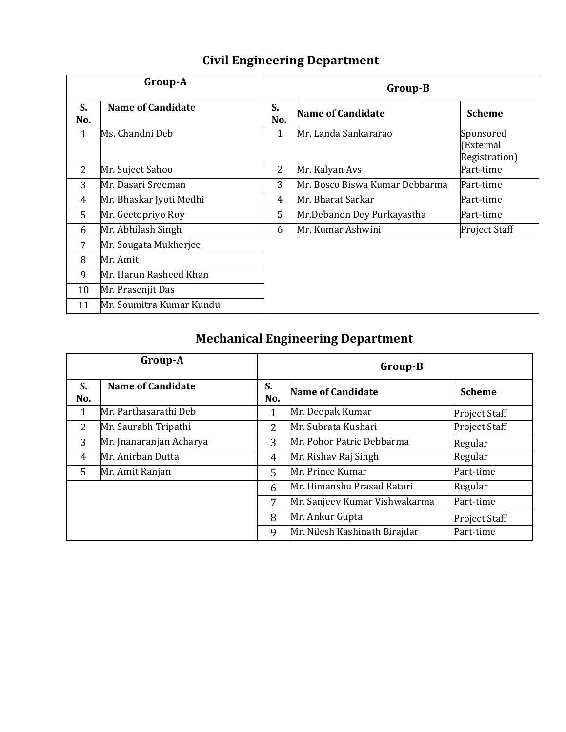## Civil Engineering Department

| Group-A | | Group-B | | |
|---|---|---|---|---|
| **S. No.** | **Name of Candidate** | **S. No.** | **Name of Candidate** | **Scheme** |
| 1 | Ms. Chandni Deb | 1 | Mr. Landa Sankararao | Sponsored (External Registration) |
| 2 | Mr. Sujeet Sahoo | 2 | Mr. Kalyan Avs | Part-time |
| 3 | Mr. Dasari Sreeman | 3 | Mr. Bosco Biswa Kumar Debbarma | Part-time |
| 4 | Mr. Bhaskar Jyoti Medhi | 4 | Mr. Bharat Sarkar | Part-time |
| 5 | Mr. Geetopriyo Roy | 5 | Mr.Debanon Dey Purkayastha | Part-time |
| 6 | Mr. Abhilash Singh | 6 | Mr. Kumar Ashwini | Project Staff |
| 7 | Mr. Sougata Mukherjee | | | |
| 8 | Mr. Amit | | | |
| 9 | Mr. Harun Rasheed Khan | | | |
| 10 | Mr. Prasenjit Das | | | |
| 11 | Mr. Soumitra Kumar Kundu | | | |

## Mechanical Engineering Department

| Group-A | | Group-B | | |
|---|---|---|---|---|
| **S. No.** | **Name of Candidate** | **S. No.** | **Name of Candidate** | **Scheme** |
| 1 | Mr. Parthasarathi Deb | 1 | Mr. Deepak Kumar | Project Staff |
| 2 | Mr. Saurabh Tripathi | 2 | Mr. Subrata Kushari | Project Staff |
| 3 | Mr. Jnanaranjan Acharya | 3 | Mr. Pohor Patric Debbarma | Regular |
| 4 | Mr. Anirban Dutta | 4 | Mr. Rishav Raj Singh | Regular |
| 5 | Mr. Amit Ranjan | 5 | Mr. Prince Kumar | Part-time |
| | | 6 | Mr. Himanshu Prasad Raturi | Regular |
| | | 7 | Mr. Sanjeev Kumar Vishwakarma | Part-time |
| | | 8 | Mr. Ankur Gupta | Project Staff |
| | | 9 | Mr. Nilesh Kashinath Birajdar | Part-time |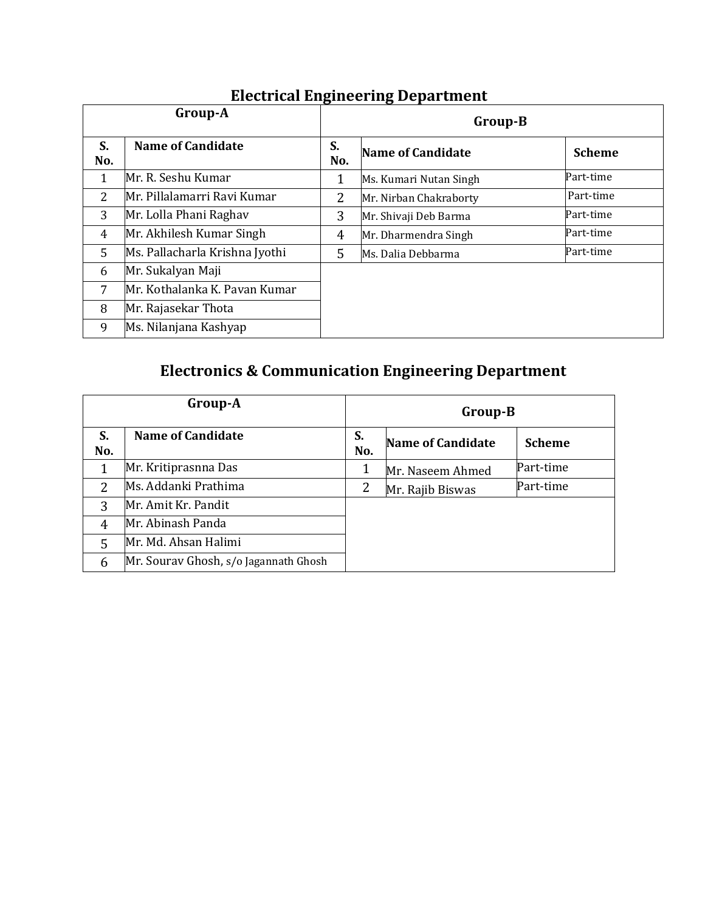## Electrical Engineering Department

| Group-A | | Group-B | | |
|---|---|---|---|---|
| S. No. | Name of Candidate | S. No. | Name of Candidate | Scheme |
| 1 | Mr. R. Seshu Kumar | 1 | Ms. Kumari Nutan Singh | Part-time |
| 2 | Mr. Pillalamarri Ravi Kumar | 2 | Mr. Nirban Chakraborty | Part-time |
| 3 | Mr. Lolla Phani Raghav | 3 | Mr. Shivaji Deb Barma | Part-time |
| 4 | Mr. Akhilesh Kumar Singh | 4 | Mr. Dharmendra Singh | Part-time |
| 5 | Ms. Pallacharla Krishna Jyothi | 5 | Ms. Dalia Debbarma | Part-time |
| 6 | Mr. Sukalyan Maji | | | |
| 7 | Mr. Kothalanka K. Pavan Kumar | | | |
| 8 | Mr. Rajasekar Thota | | | |
| 9 | Ms. Nilanjana Kashyap | | | |

## Electronics & Communication Engineering Department

| Group-A | | Group-B | | |
|---|---|---|---|---|
| S. No. | Name of Candidate | S. No. | Name of Candidate | Scheme |
| 1 | Mr. Kritiprasnna Das | 1 | Mr. Naseem Ahmed | Part-time |
| 2 | Ms. Addanki Prathima | 2 | Mr. Rajib Biswas | Part-time |
| 3 | Mr. Amit Kr. Pandit | | | |
| 4 | Mr. Abinash Panda | | | |
| 5 | Mr. Md. Ahsan Halimi | | | |
| 6 | Mr. Sourav Ghosh, s/o Jagannath Ghosh | | | |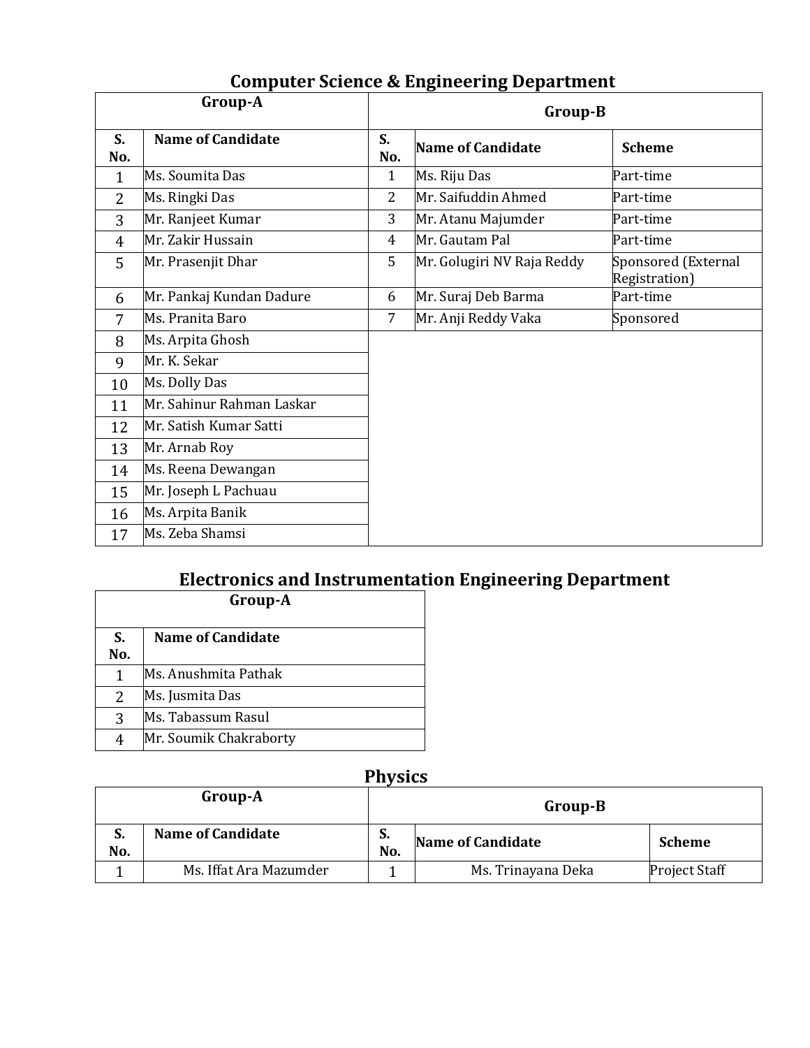## Computer Science & Engineering Department

| Group-A | | Group-B | | |
|---|---|---|---|---|
| S. No. | Name of Candidate | S. No. | Name of Candidate | Scheme |
| 1 | Ms. Soumita Das | 1 | Ms. Riju Das | Part-time |
| 2 | Ms. Ringki Das | 2 | Mr. Saifuddin Ahmed | Part-time |
| 3 | Mr. Ranjeet Kumar | 3 | Mr. Atanu Majumder | Part-time |
| 4 | Mr. Zakir Hussain | 4 | Mr. Gautam Pal | Part-time |
| 5 | Mr. Prasenjit Dhar | 5 | Mr. Golugiri NV Raja Reddy | Sponsored (External Registration) |
| 6 | Mr. Pankaj Kundan Dadure | 6 | Mr. Suraj Deb Barma | Part-time |
| 7 | Ms. Pranita Baro | 7 | Mr. Anji Reddy Vaka | Sponsored |
| 8 | Ms. Arpita Ghosh | | | |
| 9 | Mr. K. Sekar | | | |
| 10 | Ms. Dolly Das | | | |
| 11 | Mr. Sahinur Rahman Laskar | | | |
| 12 | Mr. Satish Kumar Satti | | | |
| 13 | Mr. Arnab Roy | | | |
| 14 | Ms. Reena Dewangan | | | |
| 15 | Mr. Joseph L Pachuau | | | |
| 16 | Ms. Arpita Banik | | | |
| 17 | Ms. Zeba Shamsi | | | |

## Electronics and Instrumentation Engineering Department

| Group-A | |
|---|---|
| S. No. | Name of Candidate |
| 1 | Ms. Anushmita Pathak |
| 2 | Ms. Jusmita Das |
| 3 | Ms. Tabassum Rasul |
| 4 | Mr. Soumik Chakraborty |

## Physics

| Group-A | | Group-B | | |
|---|---|---|---|---|
| S. No. | Name of Candidate | S. No. | Name of Candidate | Scheme |
| 1 | Ms. Iffat Ara Mazumder | 1 | Ms. Trinayana Deka | Project Staff |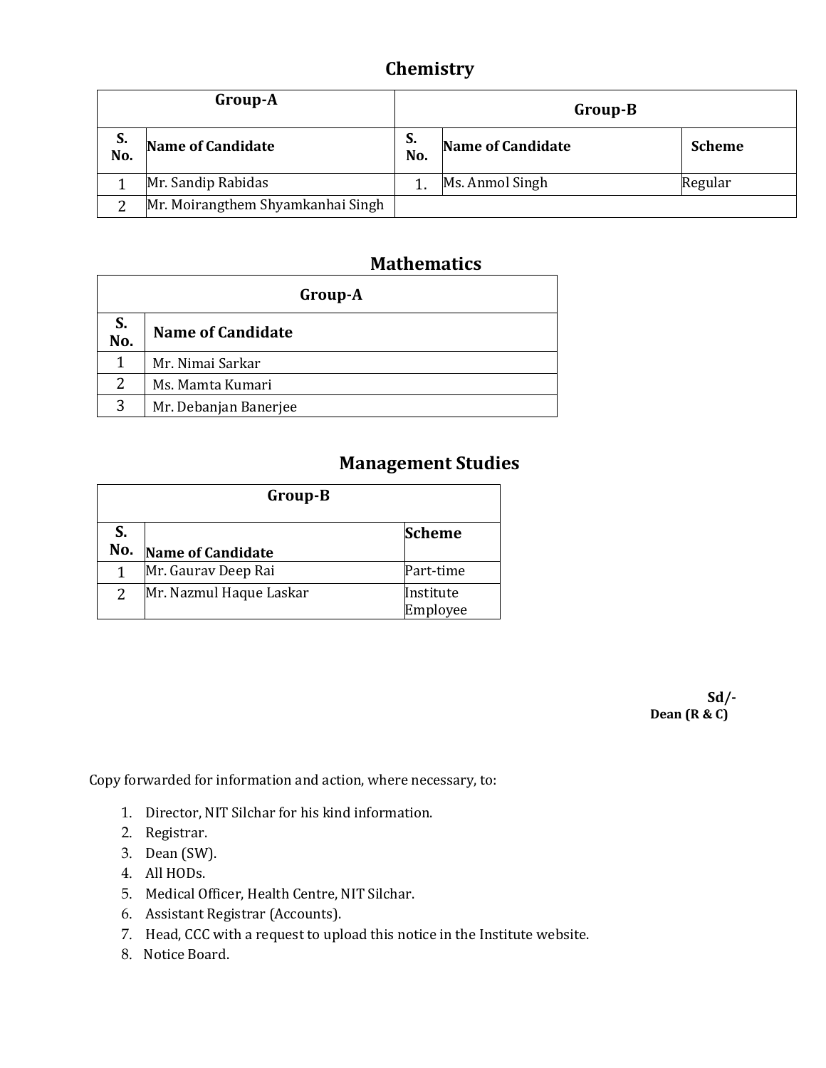## Chemistry

| Group-A | | Group-B | | |
|---|---|---|---|---|
| S. No. | Name of Candidate | S. No. | Name of Candidate | Scheme |
| 1 | Mr. Sandip Rabidas | 1. | Ms. Anmol Singh | Regular |
| 2 | Mr. Moirangthem Shyamkanhai Singh | | | |

## Mathematics

| Group-A | |
|---|---|
| S. No. | Name of Candidate |
| 1 | Mr. Nimai Sarkar |
| 2 | Ms. Mamta Kumari |
| 3 | Mr. Debanjan Banerjee |

## Management Studies

| Group-B | | |
|---|---|---|
| S. No. | Name of Candidate | Scheme |
| 1 | Mr. Gaurav Deep Rai | Part-time |
| 2 | Mr. Nazmul Haque Laskar | Institute Employee |

**Sd/-**
**Dean (R & C)**

Copy forwarded for information and action, where necessary, to:

1. Director, NIT Silchar for his kind information.
2. Registrar.
3. Dean (SW).
4. All HODs.
5. Medical Officer, Health Centre, NIT Silchar.
6. Assistant Registrar (Accounts).
7. Head, CCC with a request to upload this notice in the Institute website.
8. Notice Board.